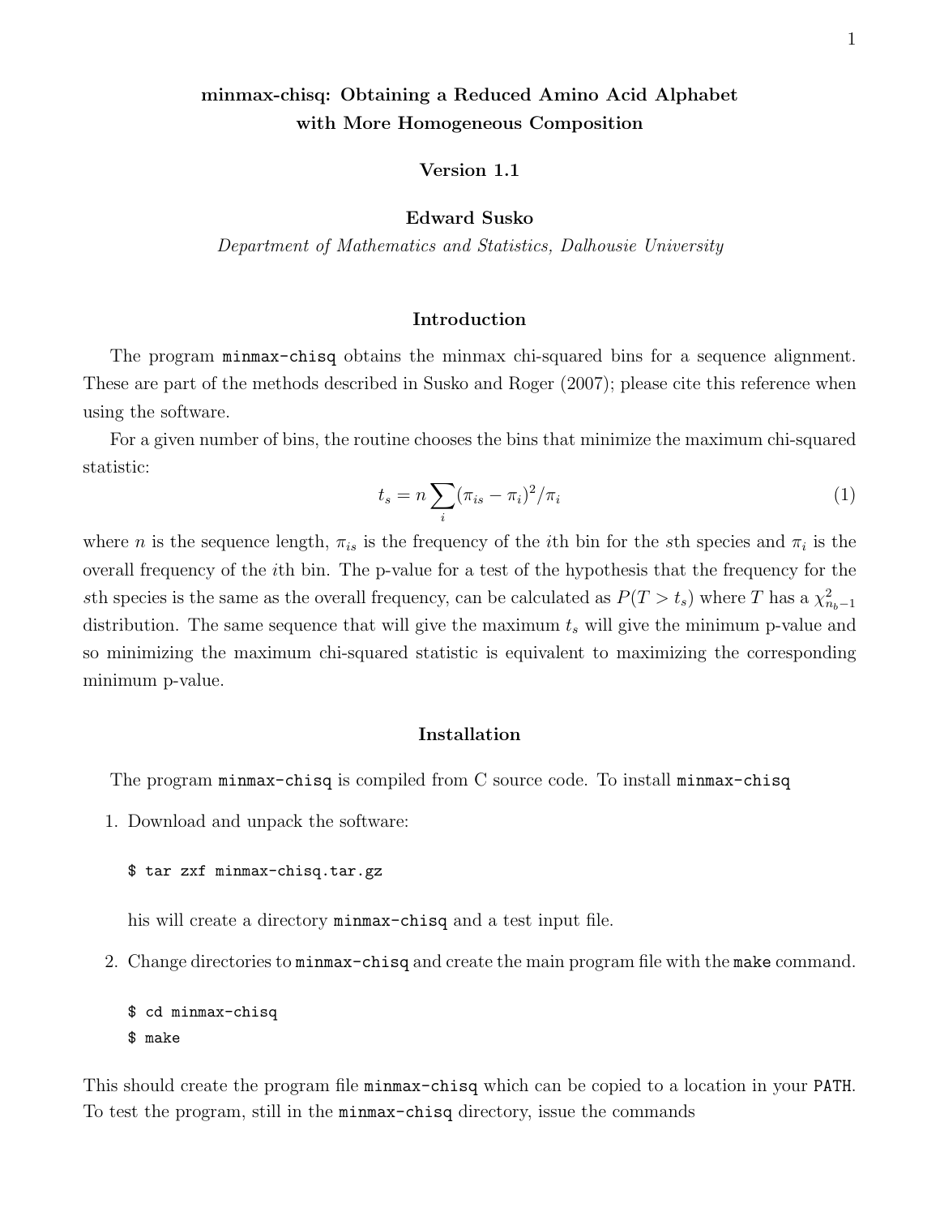# minmax-chisq: Obtaining a Reduced Amino Acid Alphabet with More Homogeneous Composition

**Version 1.1**

**Edward Susko**

*Department of Mathematics and Statistics, Dalhousie University*

## Introduction

The program `minmax-chisq` obtains the minmax chi-squared bins for a sequence alignment. These are part of the methods described in Susko and Roger (2007); please cite this reference when using the software.

For a given number of bins, the routine chooses the bins that minimize the maximum chi-squared statistic:

$$t_s = n \sum_i (\pi_{is} - \pi_i)^2 / \pi_i \tag{1}$$

where $n$ is the sequence length, $\pi_{is}$ is the frequency of the $i$th bin for the $s$th species and $\pi_i$ is the overall frequency of the $i$th bin. The p-value for a test of the hypothesis that the frequency for the $s$th species is the same as the overall frequency, can be calculated as $P(T > t_s)$ where $T$ has a $\chi^2_{n_b-1}$ distribution. The same sequence that will give the maximum $t_s$ will give the minimum p-value and so minimizing the maximum chi-squared statistic is equivalent to maximizing the corresponding minimum p-value.

## Installation

The program `minmax-chisq` is compiled from C source code. To install `minmax-chisq`

1. Download and unpack the software:

   ```
   $ tar zxf minmax-chisq.tar.gz
   ```

   his will create a directory `minmax-chisq` and a test input file.

2. Change directories to `minmax-chisq` and create the main program file with the `make` command.

   ```
   $ cd minmax-chisq
   $ make
   ```

This should create the program file `minmax-chisq` which can be copied to a location in your `PATH`. To test the program, still in the `minmax-chisq` directory, issue the commands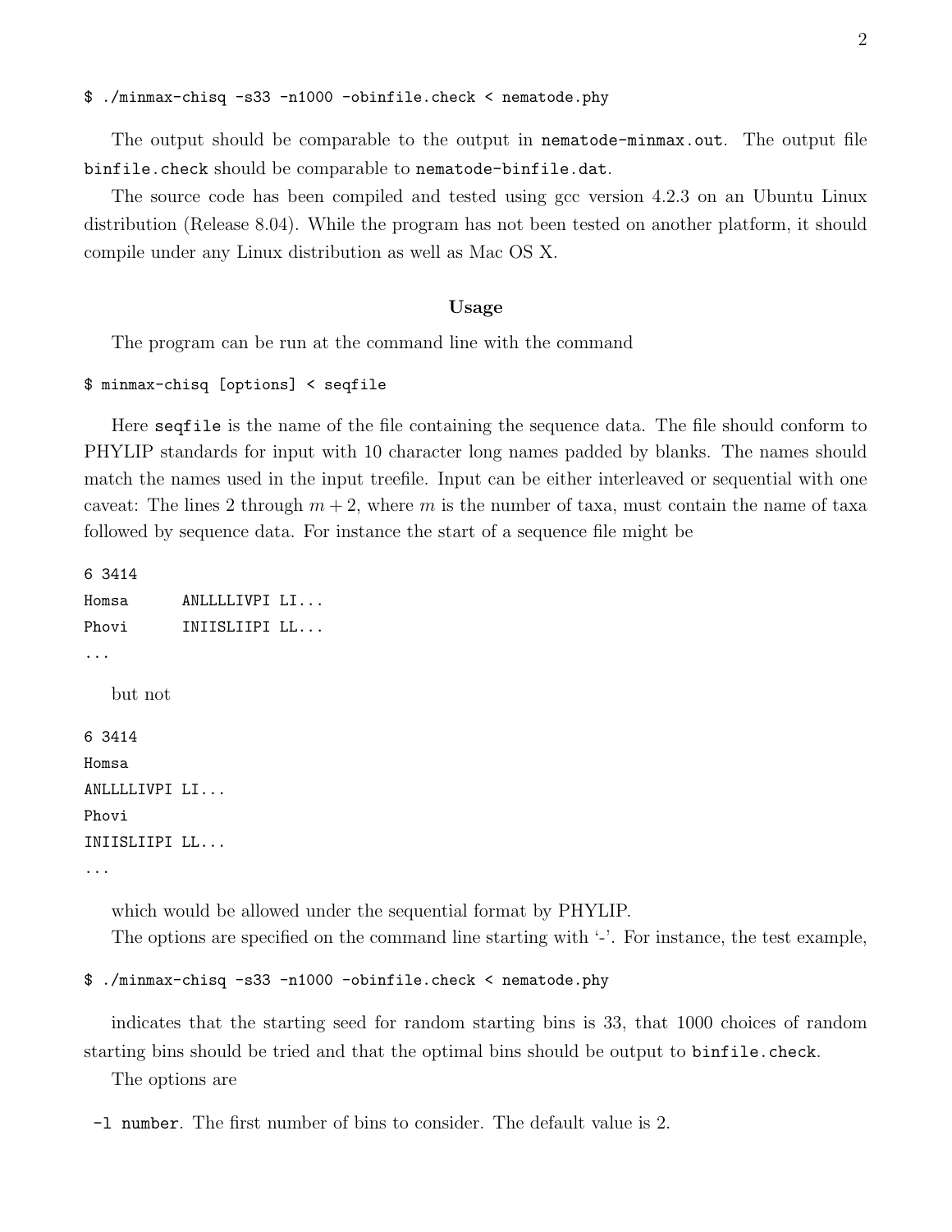```
$ ./minmax-chisq -s33 -n1000 -obinfile.check < nematode.phy
```

The output should be comparable to the output in `nematode-minmax.out`. The output file `binfile.check` should be comparable to `nematode-binfile.dat`.

The source code has been compiled and tested using gcc version 4.2.3 on an Ubuntu Linux distribution (Release 8.04). While the program has not been tested on another platform, it should compile under any Linux distribution as well as Mac OS X.

## Usage

The program can be run at the command line with the command

```
$ minmax-chisq [options] < seqfile
```

Here `seqfile` is the name of the file containing the sequence data. The file should conform to PHYLIP standards for input with 10 character long names padded by blanks. The names should match the names used in the input treefile. Input can be either interleaved or sequential with one caveat: The lines 2 through $m + 2$, where $m$ is the number of taxa, must contain the name of taxa followed by sequence data. For instance the start of a sequence file might be

```
6 3414
Homsa      ANLLLLIVPI LI...
Phovi      INIISLIIPI LL...
...
```

but not

```
6 3414
Homsa
ANLLLLIVPI LI...
Phovi
INIISLIIPI LL...
...
```

which would be allowed under the sequential format by PHYLIP.

The options are specified on the command line starting with '-'. For instance, the test example,

```
$ ./minmax-chisq -s33 -n1000 -obinfile.check < nematode.phy
```

indicates that the starting seed for random starting bins is 33, that 1000 choices of random starting bins should be tried and that the optimal bins should be output to `binfile.check`.

The options are

- `-l number`. The first number of bins to consider. The default value is 2.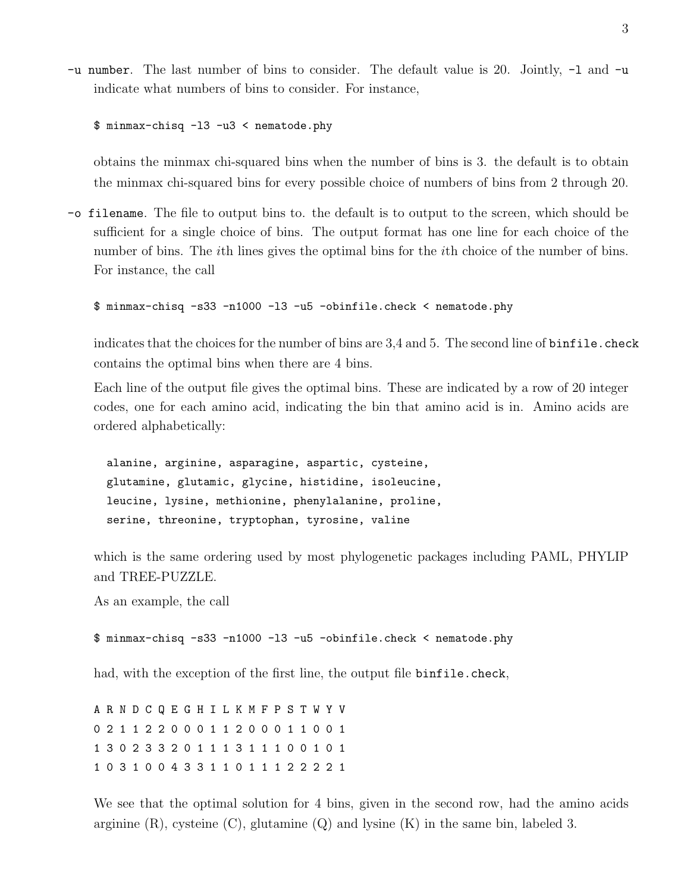`-u number`. The last number of bins to consider. The default value is 20. Jointly, `-l` and `-u` indicate what numbers of bins to consider. For instance,

```
$ minmax-chisq -l3 -u3 < nematode.phy
```

obtains the minmax chi-squared bins when the number of bins is 3. the default is to obtain the minmax chi-squared bins for every possible choice of numbers of bins from 2 through 20.

`-o filename`. The file to output bins to. the default is to output to the screen, which should be sufficient for a single choice of bins. The output format has one line for each choice of the number of bins. The $i$th lines gives the optimal bins for the $i$th choice of the number of bins. For instance, the call

```
$ minmax-chisq -s33 -n1000 -l3 -u5 -obinfile.check < nematode.phy
```

indicates that the choices for the number of bins are 3,4 and 5. The second line of `binfile.check` contains the optimal bins when there are 4 bins.

Each line of the output file gives the optimal bins. These are indicated by a row of 20 integer codes, one for each amino acid, indicating the bin that amino acid is in. Amino acids are ordered alphabetically:

```
alanine, arginine, asparagine, aspartic, cysteine,
glutamine, glutamic, glycine, histidine, isoleucine,
leucine, lysine, methionine, phenylalanine, proline,
serine, threonine, tryptophan, tyrosine, valine
```

which is the same ordering used by most phylogenetic packages including PAML, PHYLIP and TREE-PUZZLE.

As an example, the call

```
$ minmax-chisq -s33 -n1000 -l3 -u5 -obinfile.check < nematode.phy
```

had, with the exception of the first line, the output file `binfile.check`,

```
A R N D C Q E G H I L K M F P S T W Y V
0 2 1 1 2 2 0 0 0 1 1 2 0 0 0 1 1 0 0 1
1 3 0 2 3 3 2 0 1 1 1 3 1 1 1 0 0 1 0 1
1 0 3 1 0 0 4 3 3 1 1 0 1 1 1 2 2 2 2 1
```

We see that the optimal solution for 4 bins, given in the second row, had the amino acids arginine (R), cysteine (C), glutamine (Q) and lysine (K) in the same bin, labeled 3.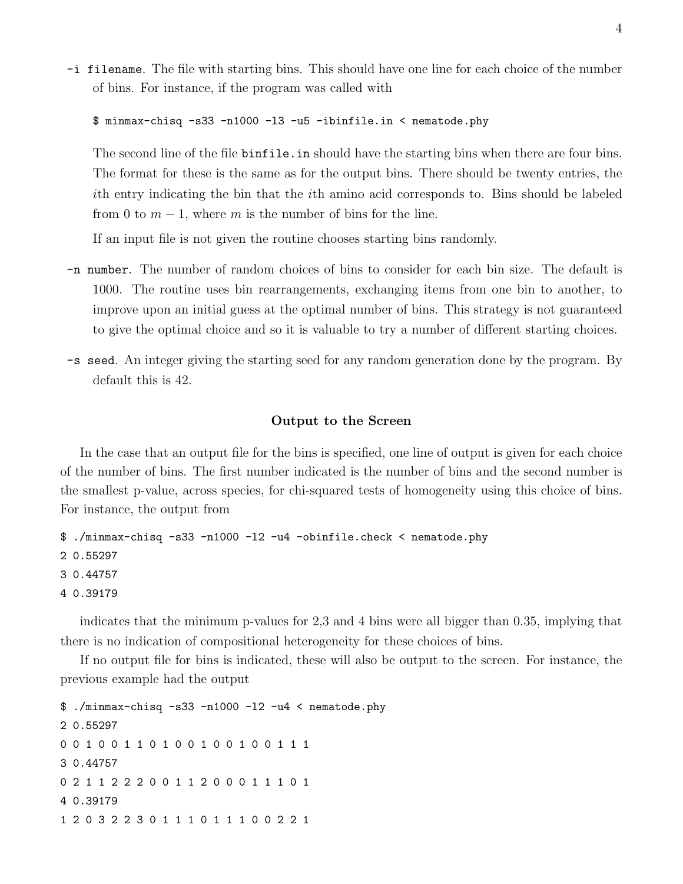- `-i filename`. The file with starting bins. This should have one line for each choice of the number of bins. For instance, if the program was called with

  ```
  $ minmax-chisq -s33 -n1000 -l3 -u5 -ibinfile.in < nematode.phy
  ```

  The second line of the file `binfile.in` should have the starting bins when there are four bins. The format for these is the same as for the output bins. There should be twenty entries, the $i$th entry indicating the bin that the $i$th amino acid corresponds to. Bins should be labeled from 0 to $m-1$, where $m$ is the number of bins for the line.

  If an input file is not given the routine chooses starting bins randomly.

- `-n number`. The number of random choices of bins to consider for each bin size. The default is 1000. The routine uses bin rearrangements, exchanging items from one bin to another, to improve upon an initial guess at the optimal number of bins. This strategy is not guaranteed to give the optimal choice and so it is valuable to try a number of different starting choices.

- `-s seed`. An integer giving the starting seed for any random generation done by the program. By default this is 42.

### Output to the Screen

In the case that an output file for the bins is specified, one line of output is given for each choice of the number of bins. The first number indicated is the number of bins and the second number is the smallest p-value, across species, for chi-squared tests of homogeneity using this choice of bins. For instance, the output from

```
$ ./minmax-chisq -s33 -n1000 -l2 -u4 -obinfile.check < nematode.phy
2 0.55297
3 0.44757
4 0.39179
```

indicates that the minimum p-values for 2,3 and 4 bins were all bigger than 0.35, implying that there is no indication of compositional heterogeneity for these choices of bins.

If no output file for bins is indicated, these will also be output to the screen. For instance, the previous example had the output

```
$ ./minmax-chisq -s33 -n1000 -l2 -u4 < nematode.phy
2 0.55297
0 0 1 0 0 1 1 0 1 0 0 1 0 0 1 0 0 1 1 1
3 0.44757
0 2 1 1 2 2 2 0 0 1 1 2 0 0 0 1 1 1 0 1
4 0.39179
1 2 0 3 2 2 3 0 1 1 1 0 1 1 1 0 0 2 2 1
```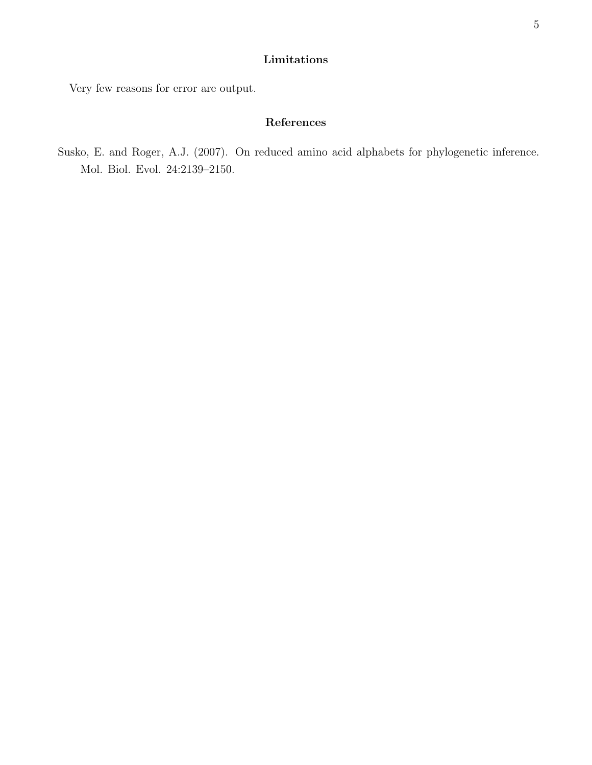## Limitations

Very few reasons for error are output.

## References

Susko, E. and Roger, A.J. (2007). On reduced amino acid alphabets for phylogenetic inference. Mol. Biol. Evol. 24:2139–2150.